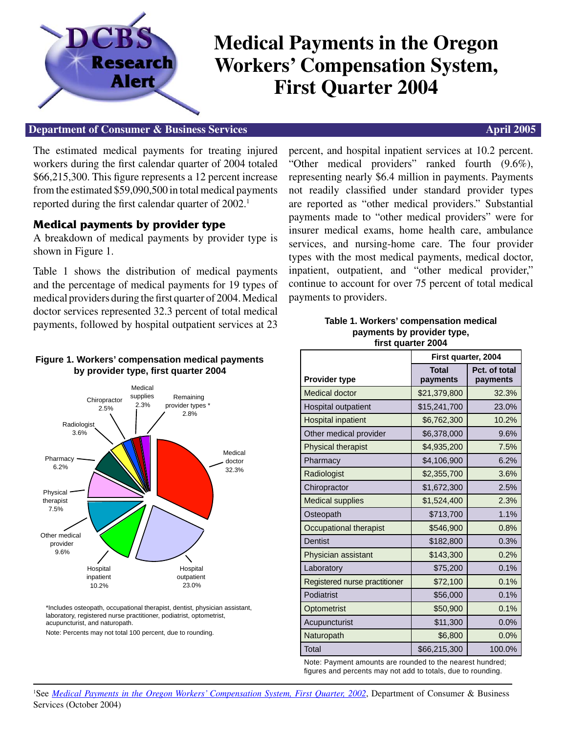# Medical Payments in the Oregon Workers' Compensation System, First Quarter 2004

DCBS Research Alert

**Department of Consumer & Business Services** — **April 2005**

The estimated medical payments for treating injured workers during the first calendar quarter of 2004 totaled $66,215,300. This figure represents a 12 percent increase from the estimated $59,090,500 in total medical payments reported during the first calendar quarter of 2002.[1]

## Medical payments by provider type

A breakdown of medical payments by provider type is shown in Figure 1.

Table 1 shows the distribution of medical payments and the percentage of medical payments for 19 types of medical providers during the first quarter of 2004. Medical doctor services represented 32.3 percent of total medical payments, followed by hospital outpatient services at 23 percent, and hospital inpatient services at 10.2 percent. "Other medical providers" ranked fourth (9.6%), representing nearly $6.4 million in payments. Payments not readily classified under standard provider types are reported as "other medical providers." Substantial payments made to "other medical providers" were for insurer medical exams, home health care, ambulance services, and nursing-home care. The four provider types with the most medical payments, medical doctor, inpatient, outpatient, and "other medical provider," continue to account for over 75 percent of total medical payments to providers.

**Figure 1. Workers' compensation medical payments by provider type, first quarter 2004**

Medical doctor 32.3%; Hospital outpatient 23.0%; Hospital inpatient 10.2%; Other medical provider 9.6%; Physical therapist 7.5%; Pharmacy 6.2%; Radiologist 3.6%; Chiropractor 2.5%; Medical supplies 2.3%; Remaining provider types* 2.8%

*Includes osteopath, occupational therapist, dentist, physician assistant, laboratory, registered nurse practitioner, podiatrist, optometrist, acupuncturist, and naturopath.

Note: Percents may not total 100 percent, due to rounding.

**Table 1. Workers' compensation medical payments by provider type, first quarter 2004**

| Provider type | First quarter, 2004 Total payments | Pct. of total payments |
|---|---|---|
| Medical doctor | $21,379,800 | 32.3% |
| Hospital outpatient | $15,241,700 | 23.0% |
| Hospital inpatient | $6,762,300 | 10.2% |
| Other medical provider | $6,378,000 | 9.6% |
| Physical therapist | $4,935,200 | 7.5% |
| Pharmacy | $4,106,900 | 6.2% |
| Radiologist | $2,355,700 | 3.6% |
| Chiropractor | $1,672,300 | 2.5% |
| Medical supplies | $1,524,400 | 2.3% |
| Osteopath | $713,700 | 1.1% |
| Occupational therapist | $546,900 | 0.8% |
| Dentist | $182,800 | 0.3% |
| Physician assistant | $143,300 | 0.2% |
| Laboratory | $75,200 | 0.1% |
| Registered nurse practitioner | $72,100 | 0.1% |
| Podiatrist | $56,000 | 0.1% |
| Optometrist | $50,900 | 0.1% |
| Acupuncturist | $11,300 | 0.0% |
| Naturopath | $6,800 | 0.0% |
| Total | $66,215,300 | 100.0% |

Note: Payment amounts are rounded to the nearest hundred; figures and percents may not add to totals, due to rounding.

[1] See *Medical Payments in the Oregon Workers' Compensation System, First Quarter, 2002*, Department of Consumer & Business Services (October 2004)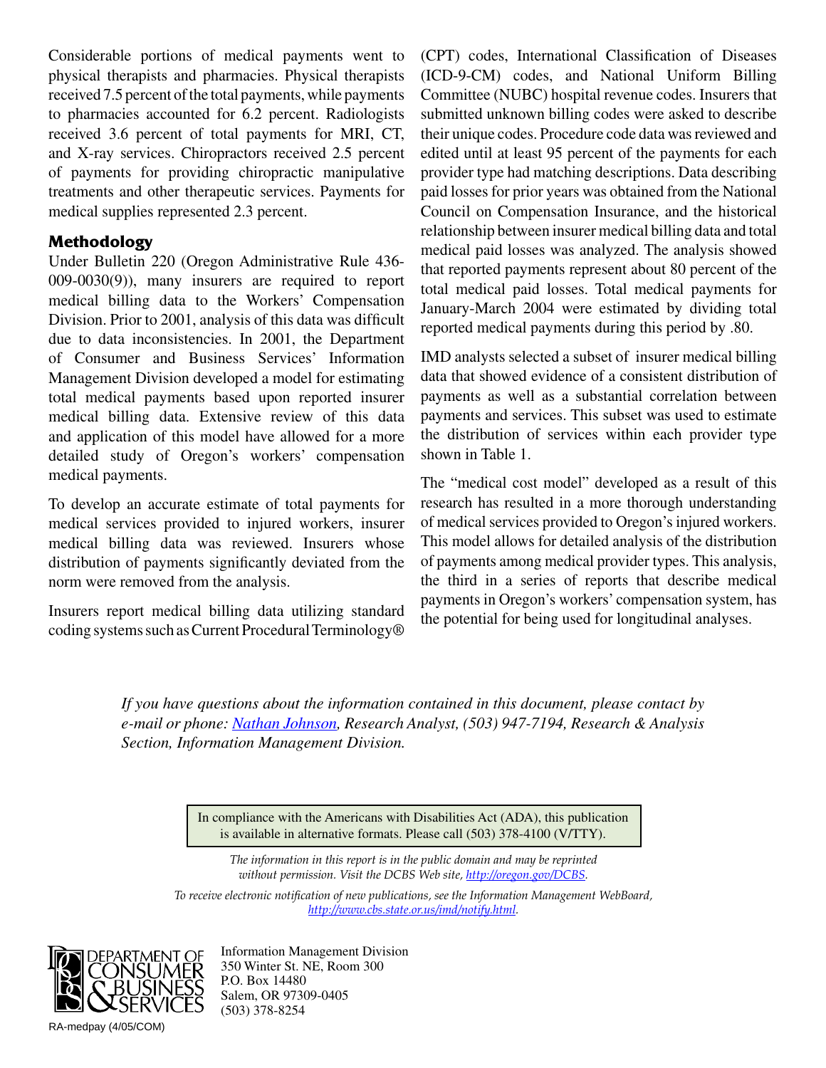Considerable portions of medical payments went to physical therapists and pharmacies. Physical therapists received 7.5 percent of the total payments, while payments to pharmacies accounted for 6.2 percent. Radiologists received 3.6 percent of total payments for MRI, CT, and X-ray services. Chiropractors received 2.5 percent of payments for providing chiropractic manipulative treatments and other therapeutic services. Payments for medical supplies represented 2.3 percent.

## Methodology

Under Bulletin 220 (Oregon Administrative Rule 436-009-0030(9)), many insurers are required to report medical billing data to the Workers' Compensation Division. Prior to 2001, analysis of this data was difficult due to data inconsistencies. In 2001, the Department of Consumer and Business Services' Information Management Division developed a model for estimating total medical payments based upon reported insurer medical billing data. Extensive review of this data and application of this model have allowed for a more detailed study of Oregon's workers' compensation medical payments.

To develop an accurate estimate of total payments for medical services provided to injured workers, insurer medical billing data was reviewed. Insurers whose distribution of payments significantly deviated from the norm were removed from the analysis.

Insurers report medical billing data utilizing standard coding systems such as Current Procedural Terminology® (CPT) codes, International Classification of Diseases (ICD-9-CM) codes, and National Uniform Billing Committee (NUBC) hospital revenue codes. Insurers that submitted unknown billing codes were asked to describe their unique codes. Procedure code data was reviewed and edited until at least 95 percent of the payments for each provider type had matching descriptions. Data describing paid losses for prior years was obtained from the National Council on Compensation Insurance, and the historical relationship between insurer medical billing data and total medical paid losses was analyzed. The analysis showed that reported payments represent about 80 percent of the total medical paid losses. Total medical payments for January-March 2004 were estimated by dividing total reported medical payments during this period by .80.

IMD analysts selected a subset of insurer medical billing data that showed evidence of a consistent distribution of payments as well as a substantial correlation between payments and services. This subset was used to estimate the distribution of services within each provider type shown in Table 1.

The "medical cost model" developed as a result of this research has resulted in a more thorough understanding of medical services provided to Oregon's injured workers. This model allows for detailed analysis of the distribution of payments among medical provider types. This analysis, the third in a series of reports that describe medical payments in Oregon's workers' compensation system, has the potential for being used for longitudinal analyses.

*If you have questions about the information contained in this document, please contact by e-mail or phone: Nathan Johnson, Research Analyst, (503) 947-7194, Research & Analysis Section, Information Management Division.*

In compliance with the Americans with Disabilities Act (ADA), this publication is available in alternative formats. Please call (503) 378-4100 (V/TTY).

*The information in this report is in the public domain and may be reprinted without permission. Visit the DCBS Web site, http://oregon.gov/DCBS.*

*To receive electronic notification of new publications, see the Information Management WebBoard, http://www.cbs.state.or.us/imd/notify.html.*

DEPARTMENT OF CONSUMER & BUSINESS SERVICES

Information Management Division
350 Winter St. NE, Room 300
P.O. Box 14480
Salem, OR 97309-0405
(503) 378-8254

RA-medpay (4/05/COM)